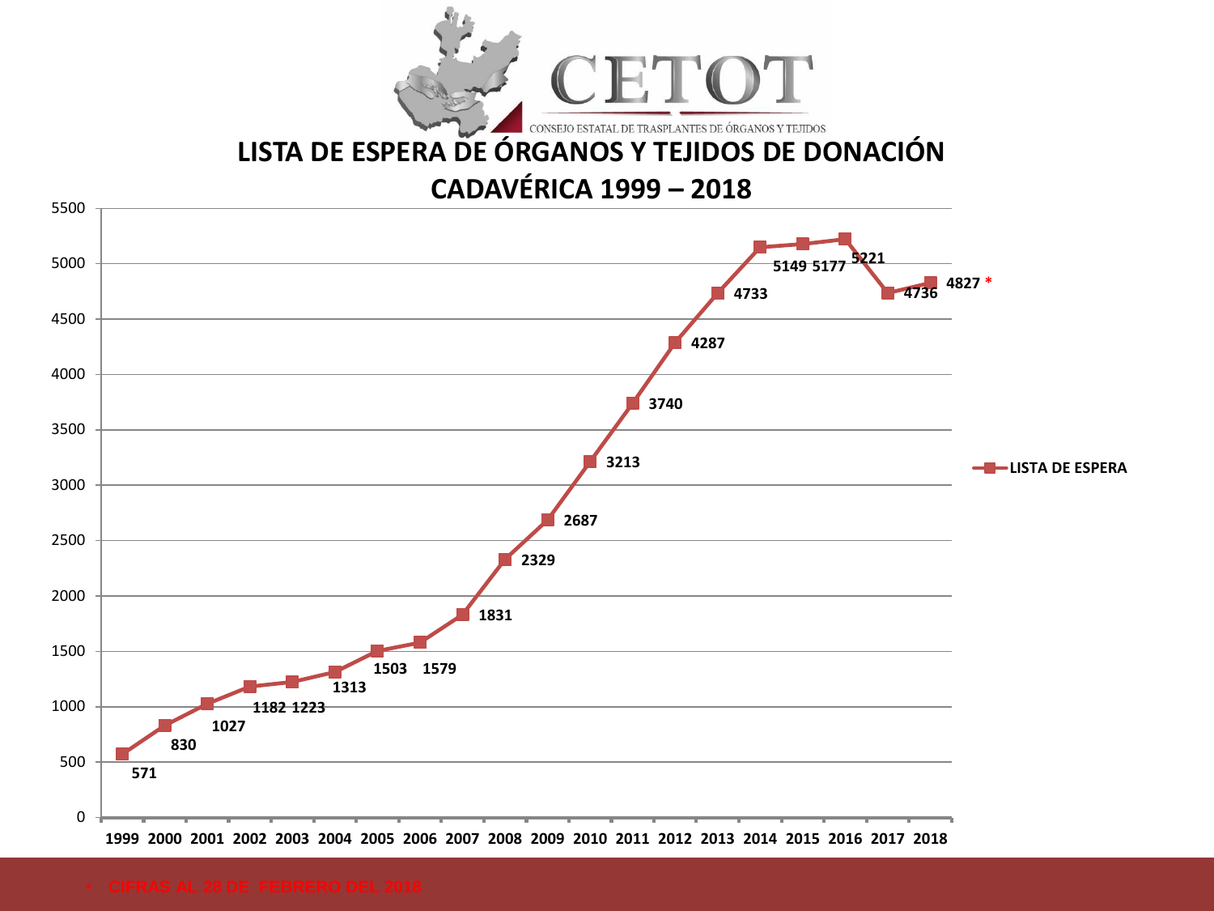CETOT

CONSEJO ESTATAL DE TRASPLANTES DE ÓRGANOS Y TEJIDOS

# LISTA DE ESPERA DE ÓRGANOS Y TEJIDOS DE DONACIÓN CADAVÉRICA 1999 – 2018

| Año | LISTA DE ESPERA |
|---|---|
| 1999 | 571 |
| 2000 | 830 |
| 2001 | 1027 |
| 2002 | 1182 |
| 2003 | 1223 |
| 2004 | 1313 |
| 2005 | 1503 |
| 2006 | 1579 |
| 2007 | 1831 |
| 2008 | 2329 |
| 2009 | 2687 |
| 2010 | 3213 |
| 2011 | 3740 |
| 2012 | 4287 |
| 2013 | 4733 |
| 2014 | 5149 |
| 2015 | 5177 |
| 2016 | 5221 |
| 2017 | 4736 |
| 2018 | 4827 * |

- CIFRAS AL 28 DE FEBRERO DEL 2018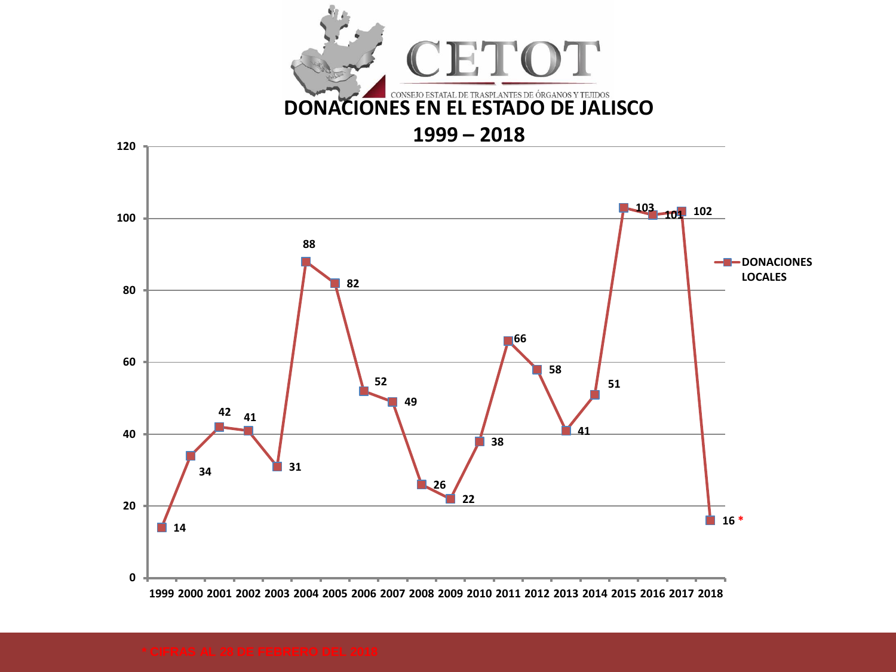CETOT

CONSEJO ESTATAL DE TRASPLANTES DE ÓRGANOS Y TEJIDOS

# DONACIONES EN EL ESTADO DE JALISCO

## 1999 – 2018

| Año | DONACIONES LOCALES |
|---|---|
| 1999 | 14 |
| 2000 | 34 |
| 2001 | 42 |
| 2002 | 41 |
| 2003 | 31 |
| 2004 | 88 |
| 2005 | 82 |
| 2006 | 52 |
| 2007 | 49 |
| 2008 | 26 |
| 2009 | 22 |
| 2010 | 38 |
| 2011 | 66 |
| 2012 | 58 |
| 2013 | 41 |
| 2014 | 51 |
| 2015 | 103 |
| 2016 | 101 |
| 2017 | 102 |
| 2018 | 16 * |

* CIFRAS AL 28 DE FEBRERO DEL 2018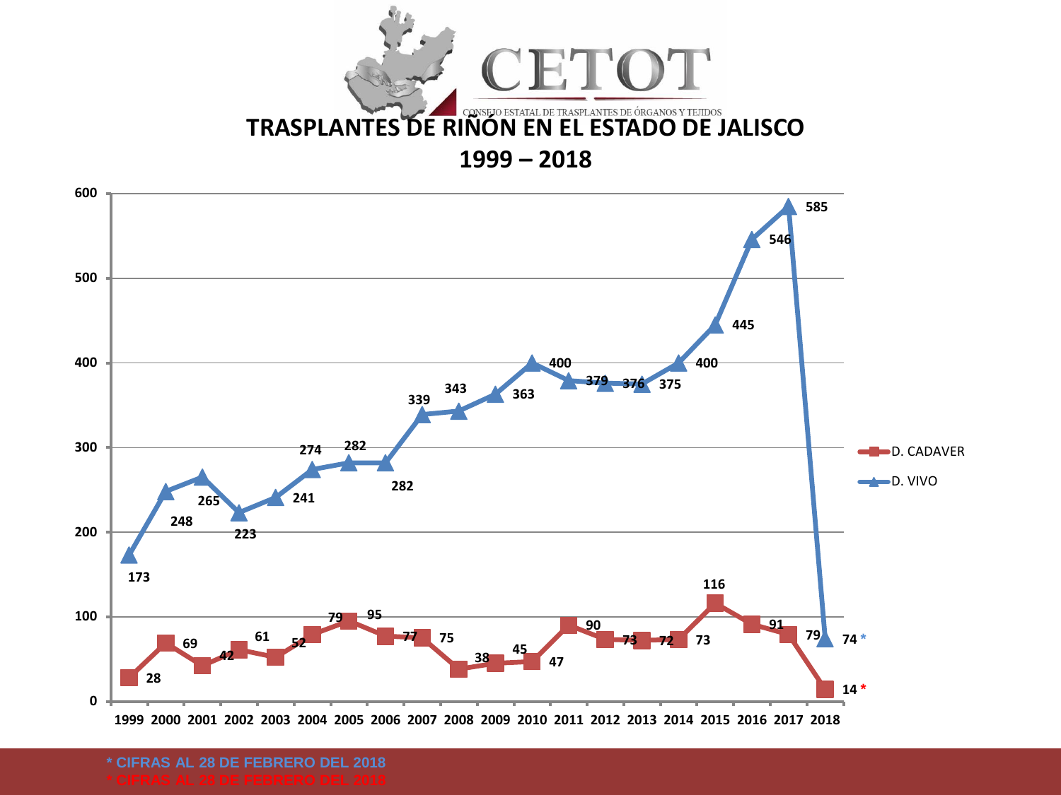CETOT

CONSEJO ESTATAL DE TRASPLANTES DE ÓRGANOS Y TEJIDOS

# TRASPLANTES DE RIÑÓN EN EL ESTADO DE JALISCO

## 1999 – 2018

| Año | D. CADAVER | D. VIVO |
|---|---|---|
| 1999 | 28 | 173 |
| 2000 | 69 | 248 |
| 2001 | 42 | 265 |
| 2002 | 61 | 223 |
| 2003 | 52 | 241 |
| 2004 | 79 | 274 |
| 2005 | 95 | 282 |
| 2006 | 77 | 282 |
| 2007 | 75 | 339 |
| 2008 | 38 | 343 |
| 2009 | 45 | 363 |
| 2010 | 47 | 400 |
| 2011 | 90 | 379 |
| 2012 | 73 | 376 |
| 2013 | 72 | 375 |
| 2014 | 73 | 400 |
| 2015 | 116 | 445 |
| 2016 | 91 | 546 |
| 2017 | 79 | 585 |
| 2018 | 14 * | 74 * |

\* CIFRAS AL 28 DE FEBRERO DEL 2018

\* CIFRAS AL 28 DE FEBRERO DEL 2018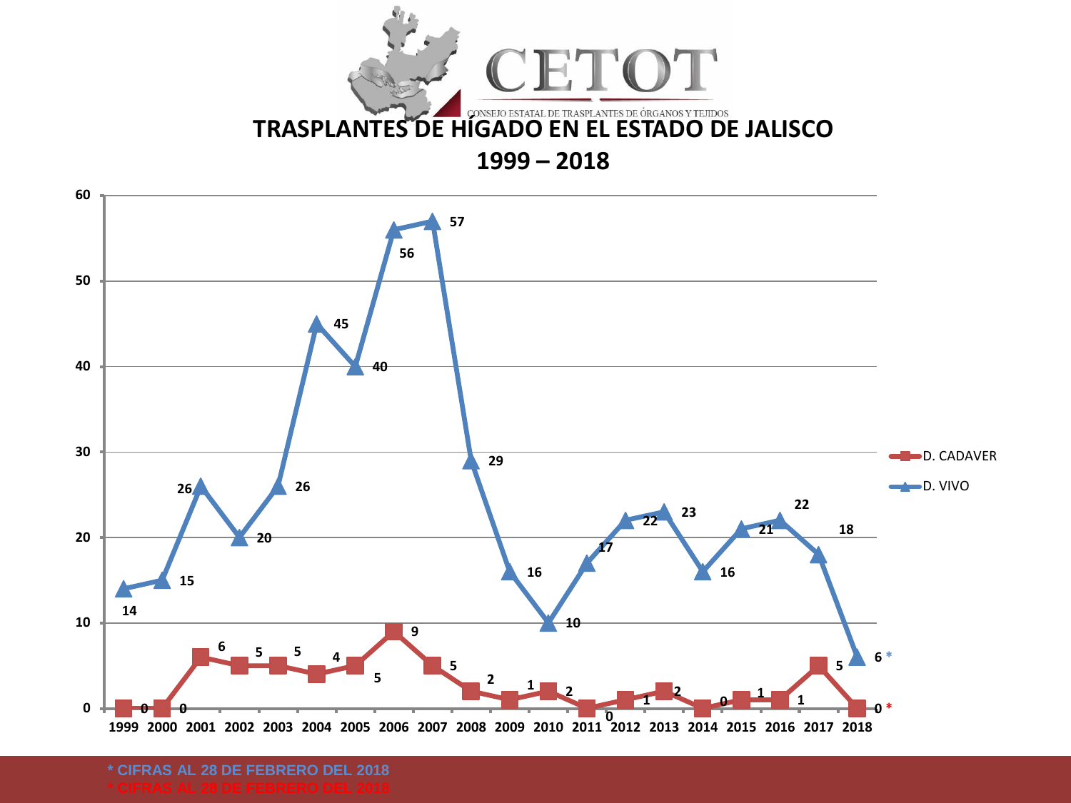CETOT

CONSEJO ESTATAL DE TRASPLANTES DE ÓRGANOS Y TEJIDOS

# TRASPLANTES DE HÍGADO EN EL ESTADO DE JALISCO

## 1999 – 2018

| Año | D. CADAVER | D. VIVO |
|---|---|---|
| 1999 | 0 | 14 |
| 2000 | 0 | 15 |
| 2001 | 6 | 26 |
| 2002 | 5 | 20 |
| 2003 | 5 | 26 |
| 2004 | 4 | 45 |
| 2005 | 5 | 40 |
| 2006 | 9 | 56 |
| 2007 | 5 | 57 |
| 2008 | 2 | 29 |
| 2009 | 1 | 16 |
| 2010 | 2 | 10 |
| 2011 | 0 | 17 |
| 2012 | 1 | 22 |
| 2013 | 2 | 23 |
| 2014 | 0 | 16 |
| 2015 | 1 | 21 |
| 2016 | 1 | 22 |
| 2017 | 5 | 18 |
| 2018 | 0 * | 6 * |

* CIFRAS AL 28 DE FEBRERO DEL 2018

* CIFRAS AL 28 DE FEBRERO DEL 2018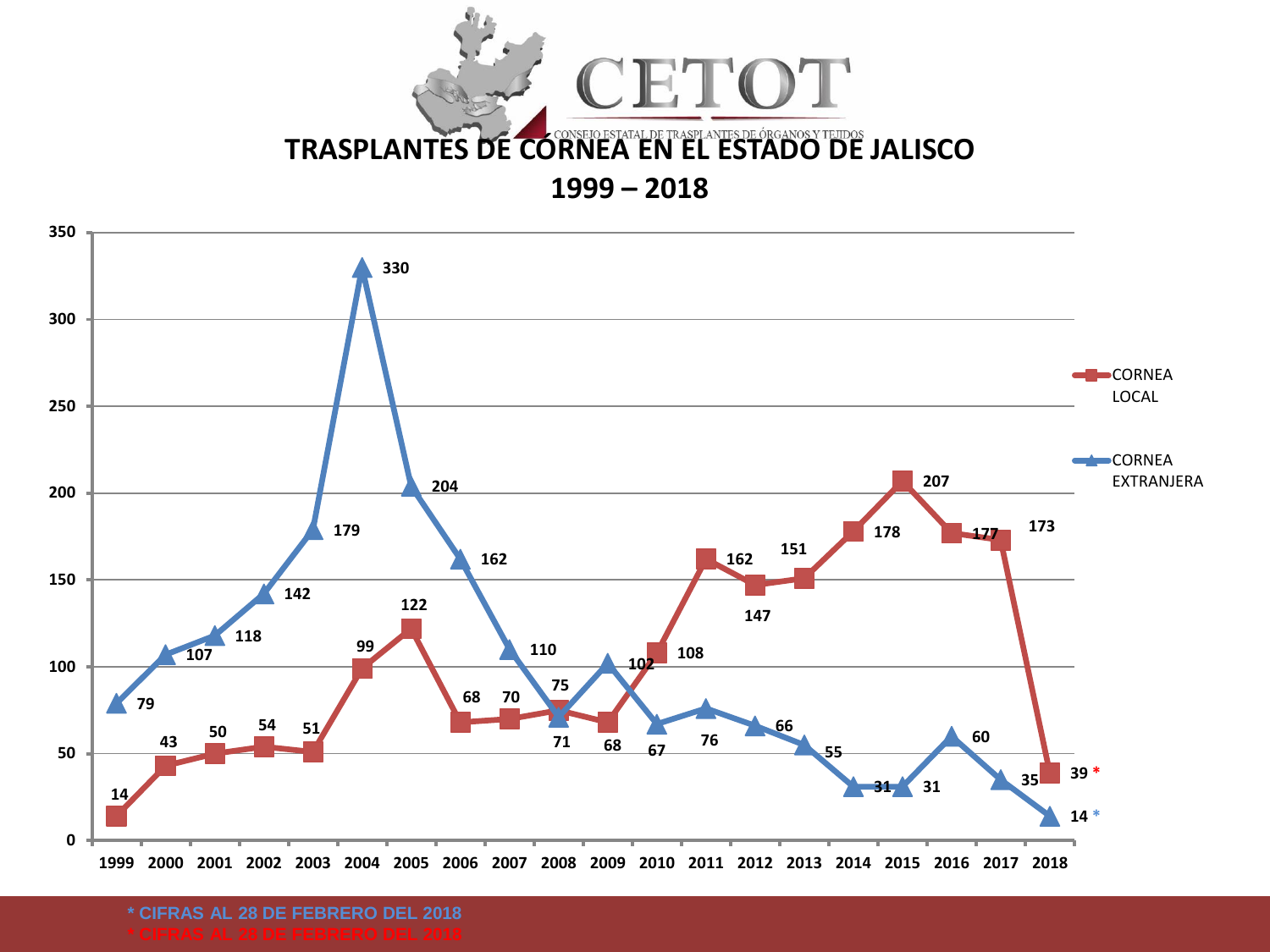CETOT

CONSEJO ESTATAL DE TRASPLANTES DE ÓRGANOS Y TEJIDOS

# TRASPLANTES DE CÓRNEA EN EL ESTADO DE JALISCO

## 1999 – 2018

| Año | CORNEA LOCAL | CORNEA EXTRANJERA |
|---|---|---|
| 1999 | 14 | 79 |
| 2000 | 43 | 107 |
| 2001 | 50 | 118 |
| 2002 | 54 | 142 |
| 2003 | 51 | 179 |
| 2004 | 99 | 330 |
| 2005 | 122 | 204 |
| 2006 | 68 | 162 |
| 2007 | 70 | 110 |
| 2008 | 75 | 71 |
| 2009 | 68 | 102 |
| 2010 | 108 | 67 |
| 2011 | 162 | 76 |
| 2012 | 147 | 66 |
| 2013 | 151 | 55 |
| 2014 | 178 | 31 |
| 2015 | 207 | 31 |
| 2016 | 177 | 60 |
| 2017 | 173 | 35 |
| 2018 | 39 * | 14 * |

\* CIFRAS AL 28 DE FEBRERO DEL 2018

\* CIFRAS AL 28 DE FEBRERO DEL 2018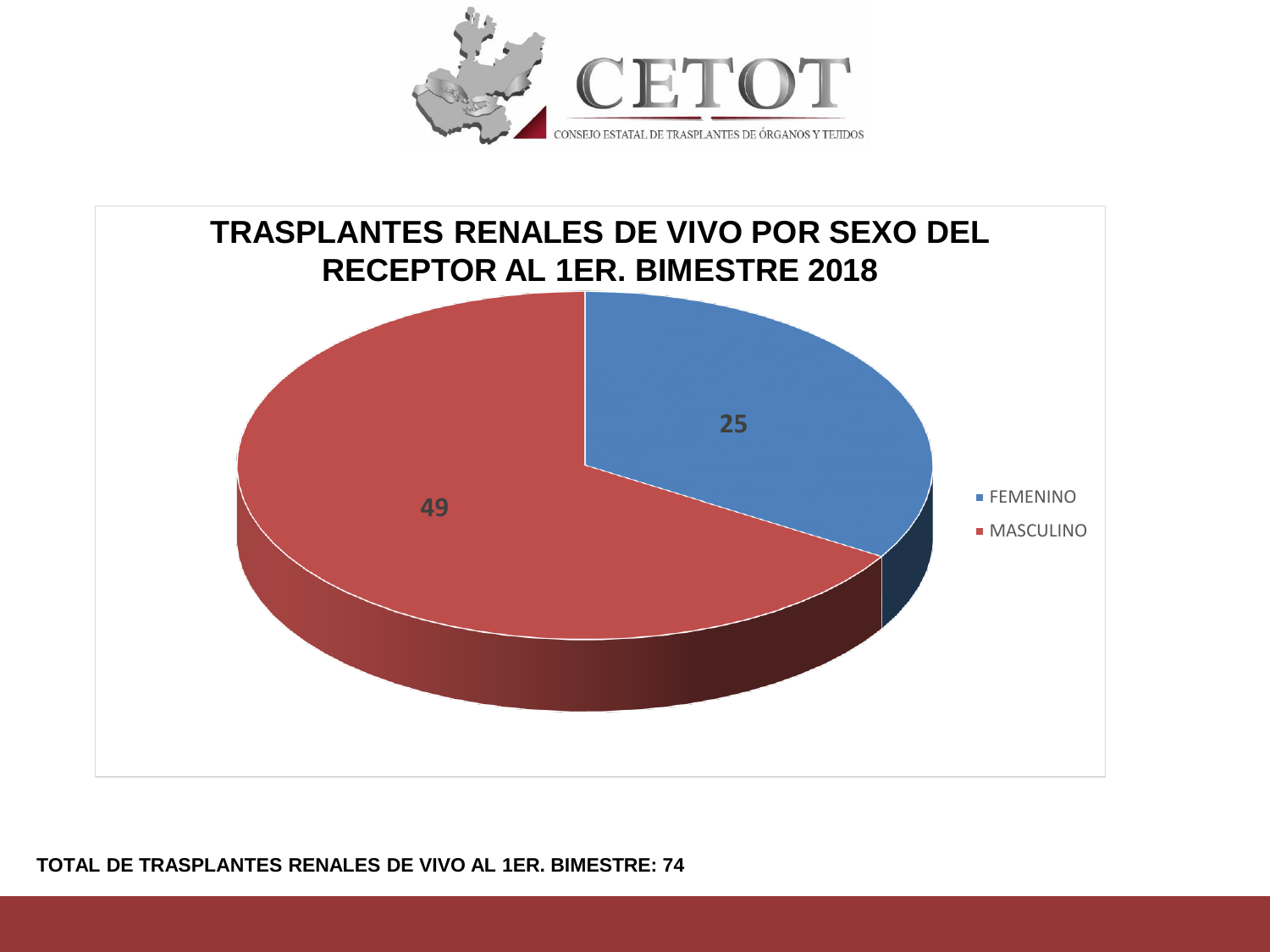CETOT

CONSEJO ESTATAL DE TRASPLANTES DE ÓRGANOS Y TEJIDOS

## TRASPLANTES RENALES DE VIVO POR SEXO DEL RECEPTOR AL 1ER. BIMESTRE 2018

| Sexo | Trasplantes |
| --- | --- |
| FEMENINO | 25 |
| MASCULINO | 49 |

**TOTAL DE TRASPLANTES RENALES DE VIVO AL 1ER. BIMESTRE: 74**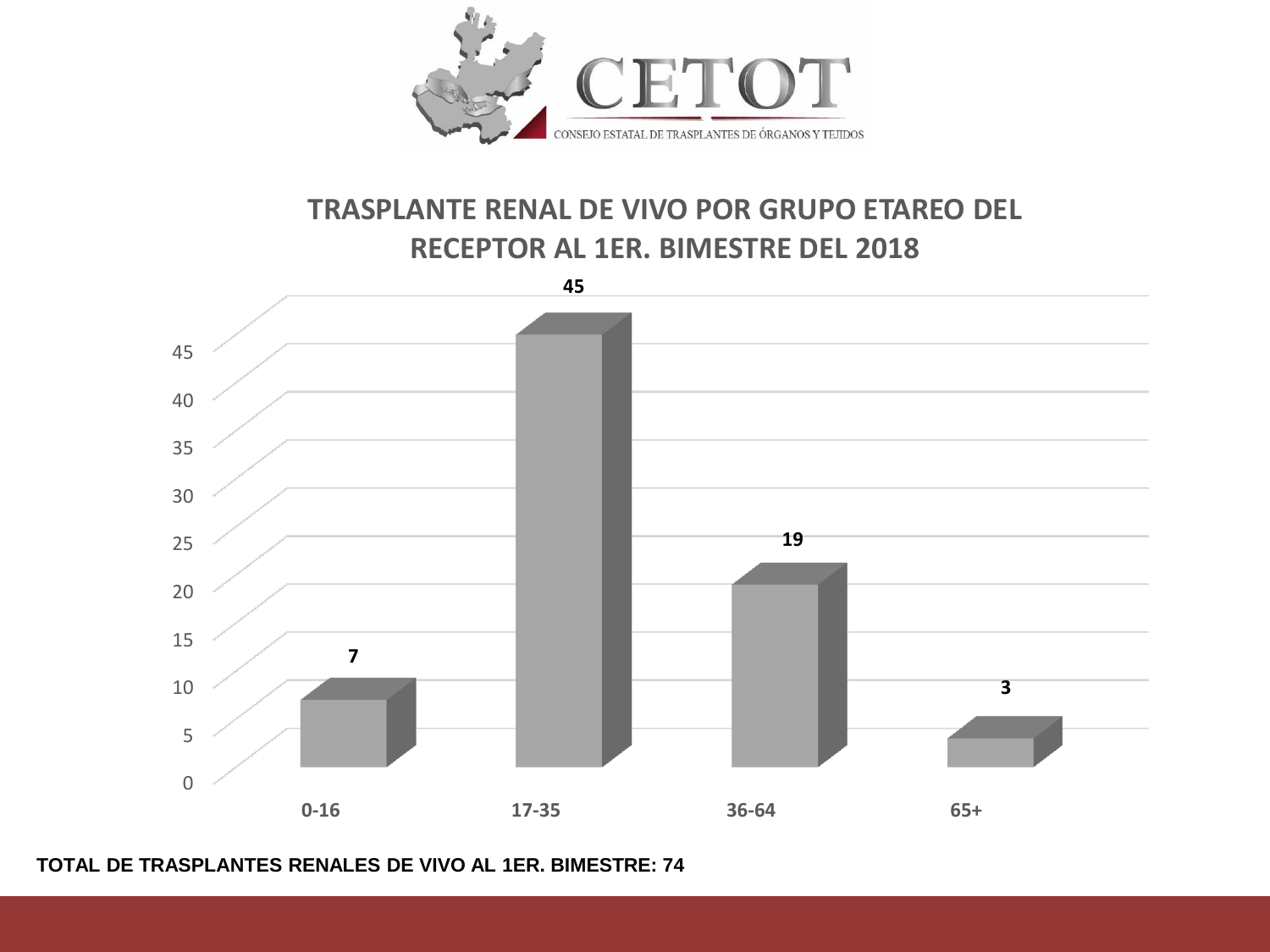CETOT

CONSEJO ESTATAL DE TRASPLANTES DE ÓRGANOS Y TEJIDOS

## TRASPLANTE RENAL DE VIVO POR GRUPO ETAREO DEL RECEPTOR AL 1ER. BIMESTRE DEL 2018

| Grupo etareo | Trasplantes |
| --- | --- |
| 0-16 | 7 |
| 17-35 | 45 |
| 36-64 | 19 |
| 65+ | 3 |

**TOTAL DE TRASPLANTES RENALES DE VIVO AL 1ER. BIMESTRE: 74**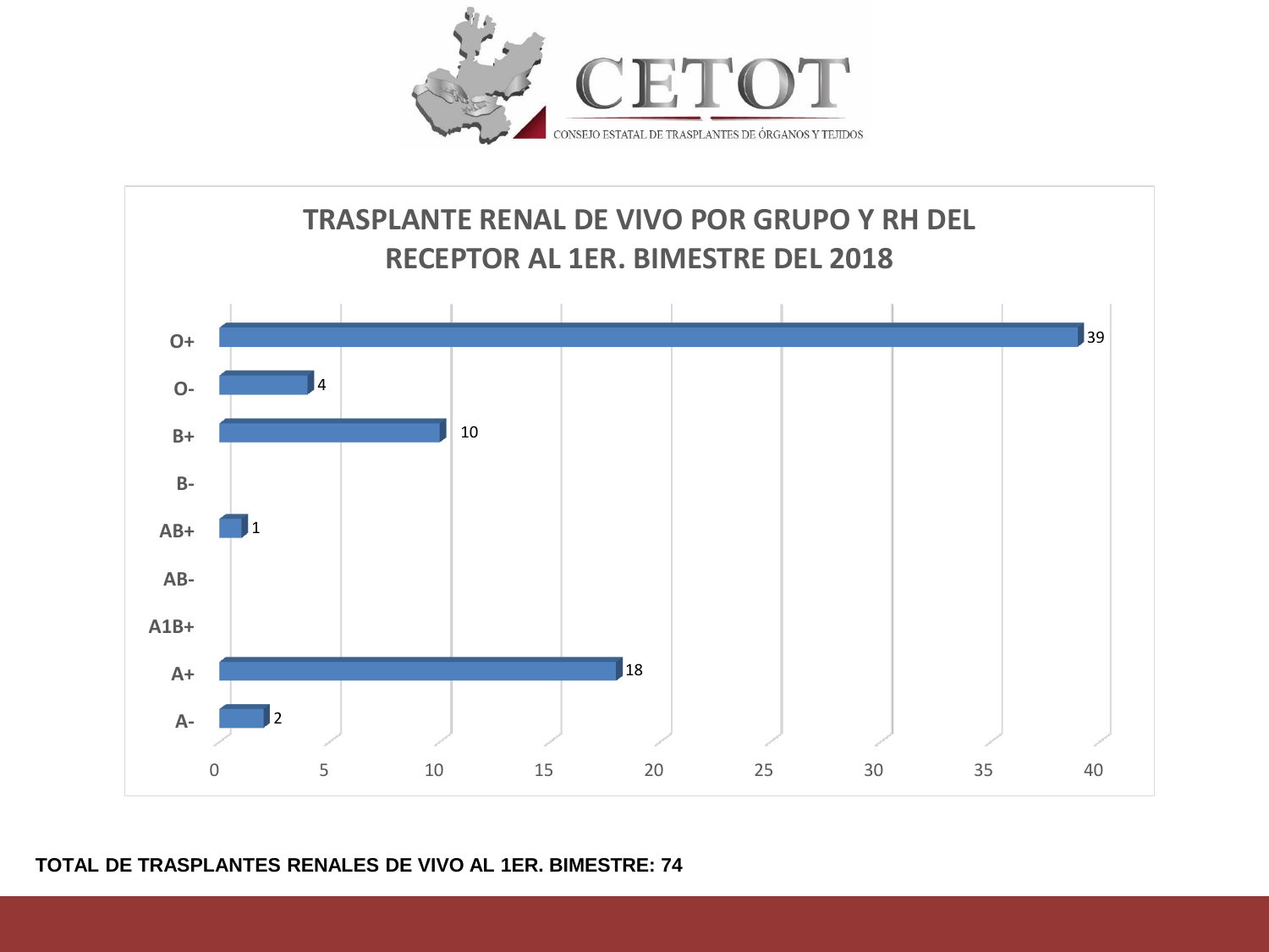CETOT

CONSEJO ESTATAL DE TRASPLANTES DE ÓRGANOS Y TEJIDOS

## TRASPLANTE RENAL DE VIVO POR GRUPO Y RH DEL RECEPTOR AL 1ER. BIMESTRE DEL 2018

| Grupo y RH | Trasplantes |
|---|---|
| O+ | 39 |
| O- | 4 |
| B+ | 10 |
| B- | |
| AB+ | 1 |
| AB- | |
| A1B+ | |
| A+ | 18 |
| A- | 2 |

**TOTAL DE TRASPLANTES RENALES DE VIVO AL 1ER. BIMESTRE: 74**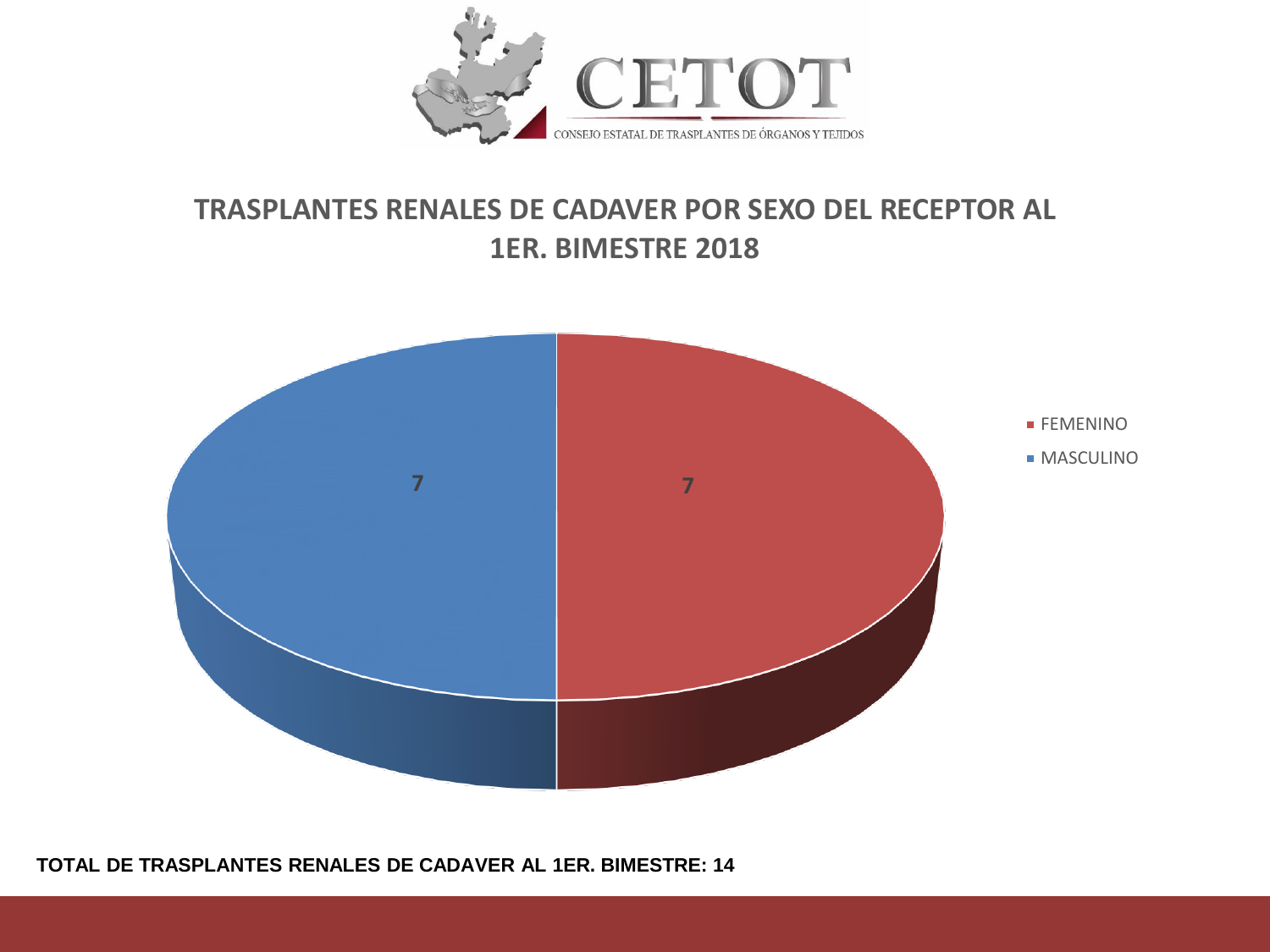CETOT

CONSEJO ESTATAL DE TRASPLANTES DE ÓRGANOS Y TEJIDOS

## TRASPLANTES RENALES DE CADAVER POR SEXO DEL RECEPTOR AL 1ER. BIMESTRE 2018

| Sexo | Trasplantes |
| --- | --- |
| FEMENINO | 7 |
| MASCULINO | 7 |

**TOTAL DE TRASPLANTES RENALES DE CADAVER AL 1ER. BIMESTRE: 14**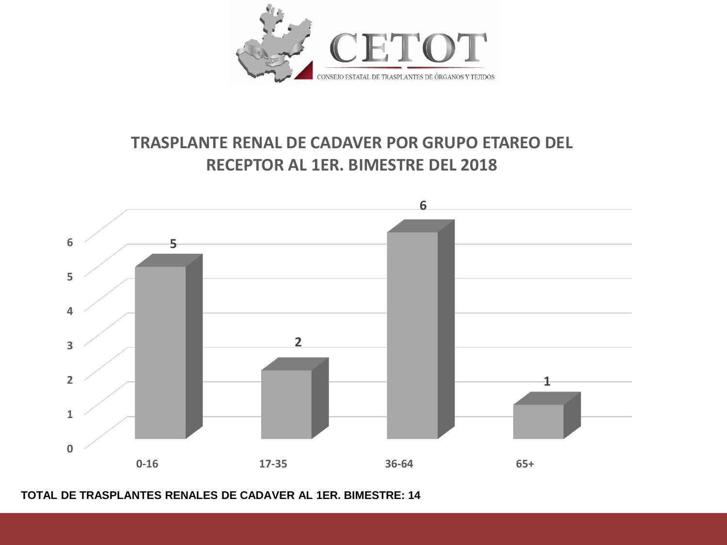CETOT

CONSEJO ESTATAL DE TRASPLANTES DE ÓRGANOS Y TEJIDOS

## TRASPLANTE RENAL DE CADAVER POR GRUPO ETAREO DEL RECEPTOR AL 1ER. BIMESTRE DEL 2018

| Grupo etareo | Trasplantes |
| --- | --- |
| 0-16 | 5 |
| 17-35 | 2 |
| 36-64 | 6 |
| 65+ | 1 |

**TOTAL DE TRASPLANTES RENALES DE CADAVER AL 1ER. BIMESTRE: 14**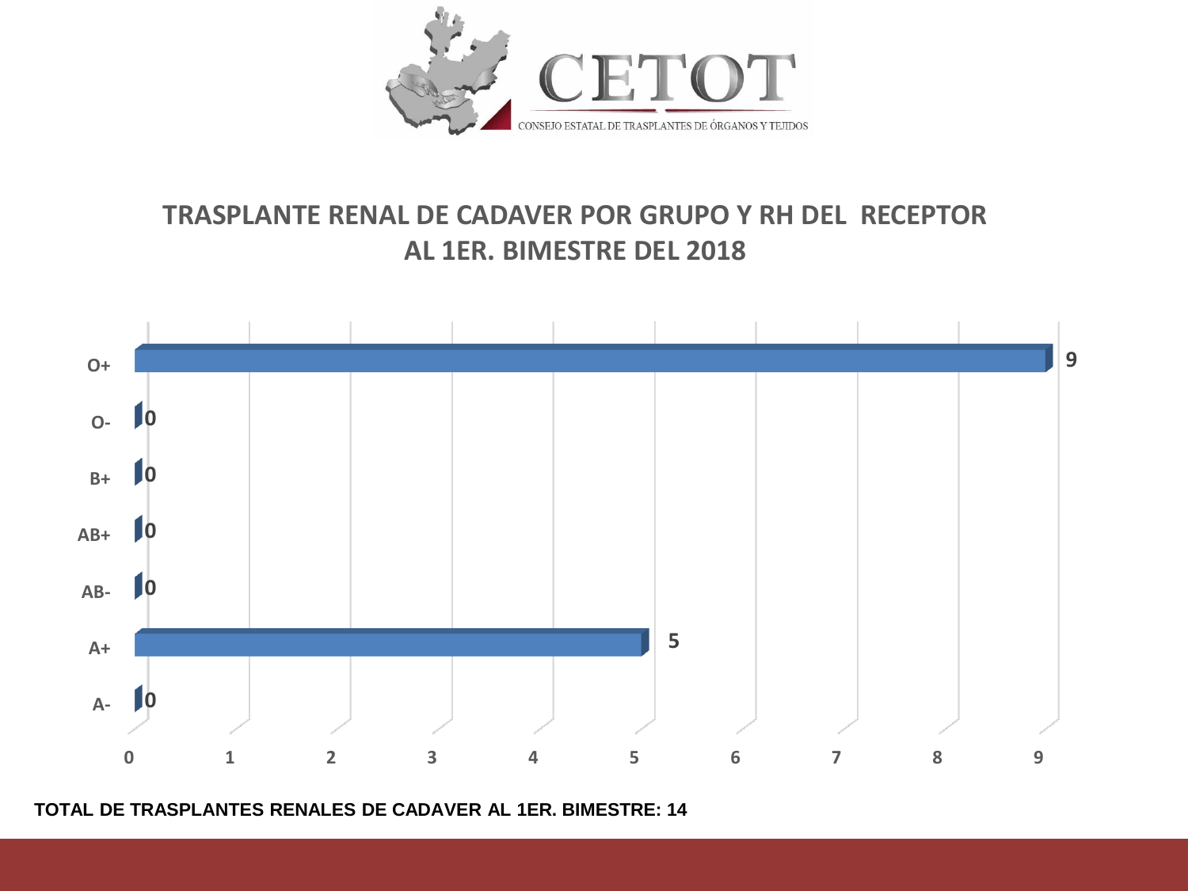CETOT

CONSEJO ESTATAL DE TRASPLANTES DE ÓRGANOS Y TEJIDOS

## TRASPLANTE RENAL DE CADAVER POR GRUPO Y RH DEL RECEPTOR AL 1ER. BIMESTRE DEL 2018

| Grupo y RH | Trasplantes |
|---|---|
| O+ | 9 |
| O- | 0 |
| B+ | 0 |
| AB+ | 0 |
| AB- | 0 |
| A+ | 5 |
| A- | 0 |

**TOTAL DE TRASPLANTES RENALES DE CADAVER AL 1ER. BIMESTRE: 14**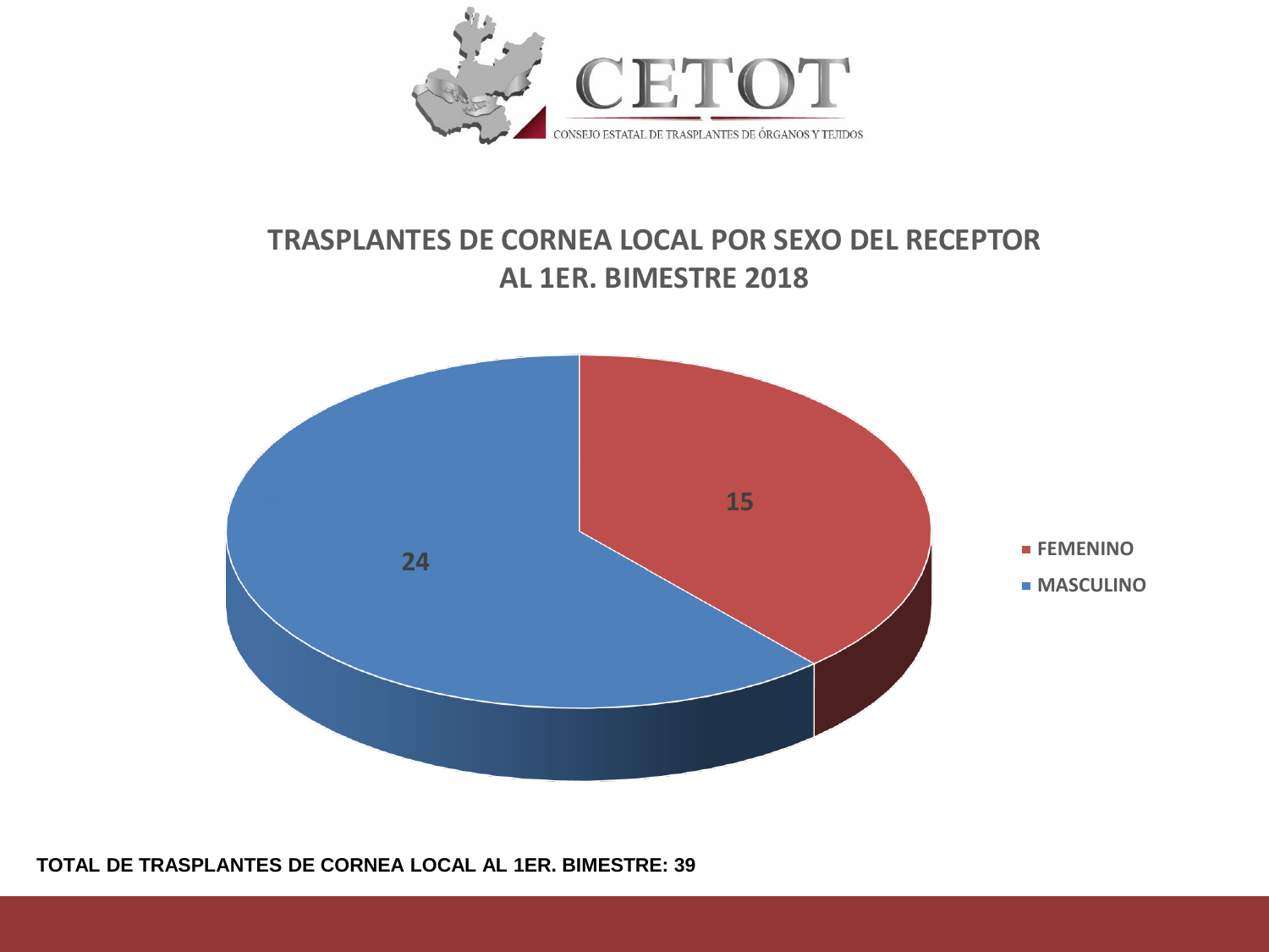CETOT

CONSEJO ESTATAL DE TRASPLANTES DE ÓRGANOS Y TEJIDOS

## TRASPLANTES DE CORNEA LOCAL POR SEXO DEL RECEPTOR AL 1ER. BIMESTRE 2018

| Sexo | Trasplantes |
|---|---|
| FEMENINO | 15 |
| MASCULINO | 24 |

**TOTAL DE TRASPLANTES DE CORNEA LOCAL AL 1ER. BIMESTRE: 39**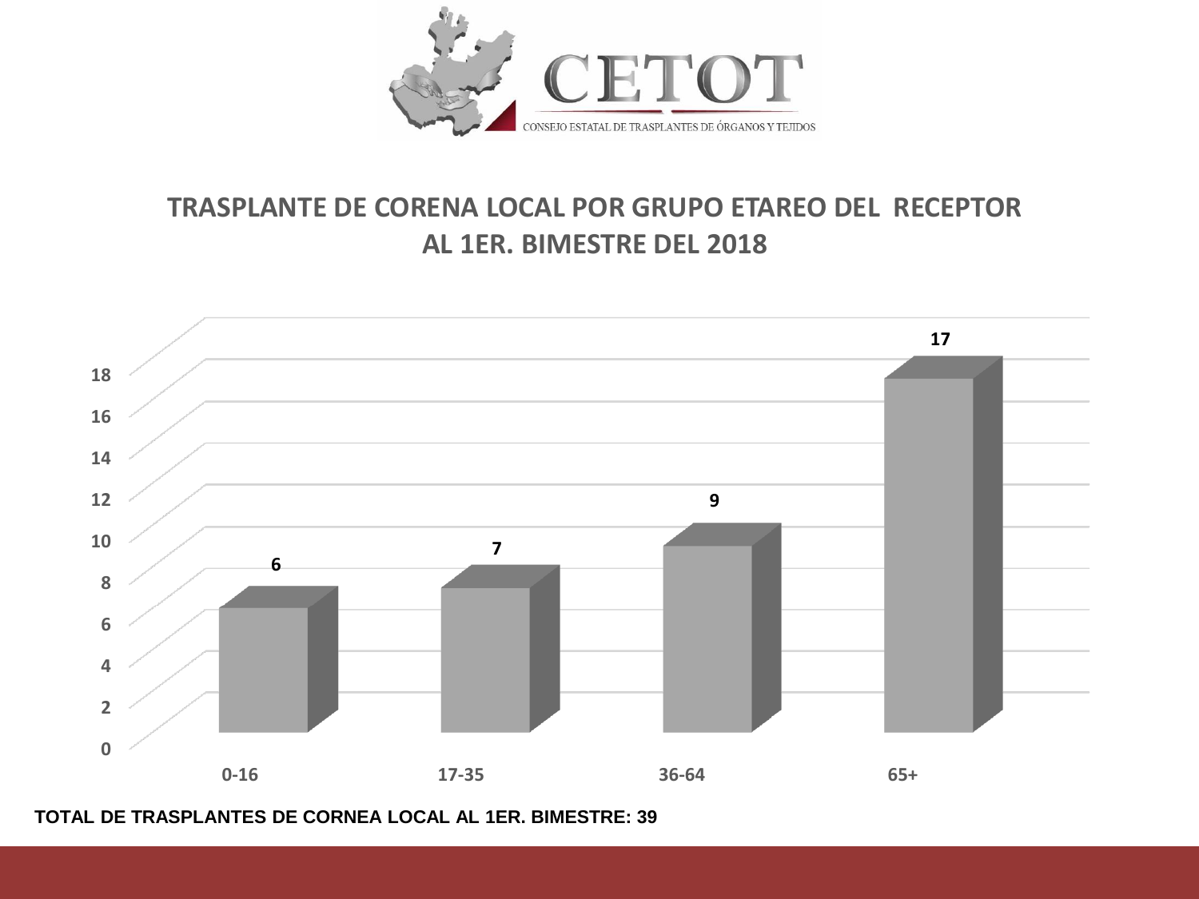CETOT

CONSEJO ESTATAL DE TRASPLANTES DE ÓRGANOS Y TEJIDOS

## TRASPLANTE DE CORENA LOCAL POR GRUPO ETAREO DEL RECEPTOR AL 1ER. BIMESTRE DEL 2018

| Grupo etáreo | Trasplantes |
|---|---|
| 0-16 | 6 |
| 17-35 | 7 |
| 36-64 | 9 |
| 65+ | 17 |

**TOTAL DE TRASPLANTES DE CORNEA LOCAL AL 1ER. BIMESTRE: 39**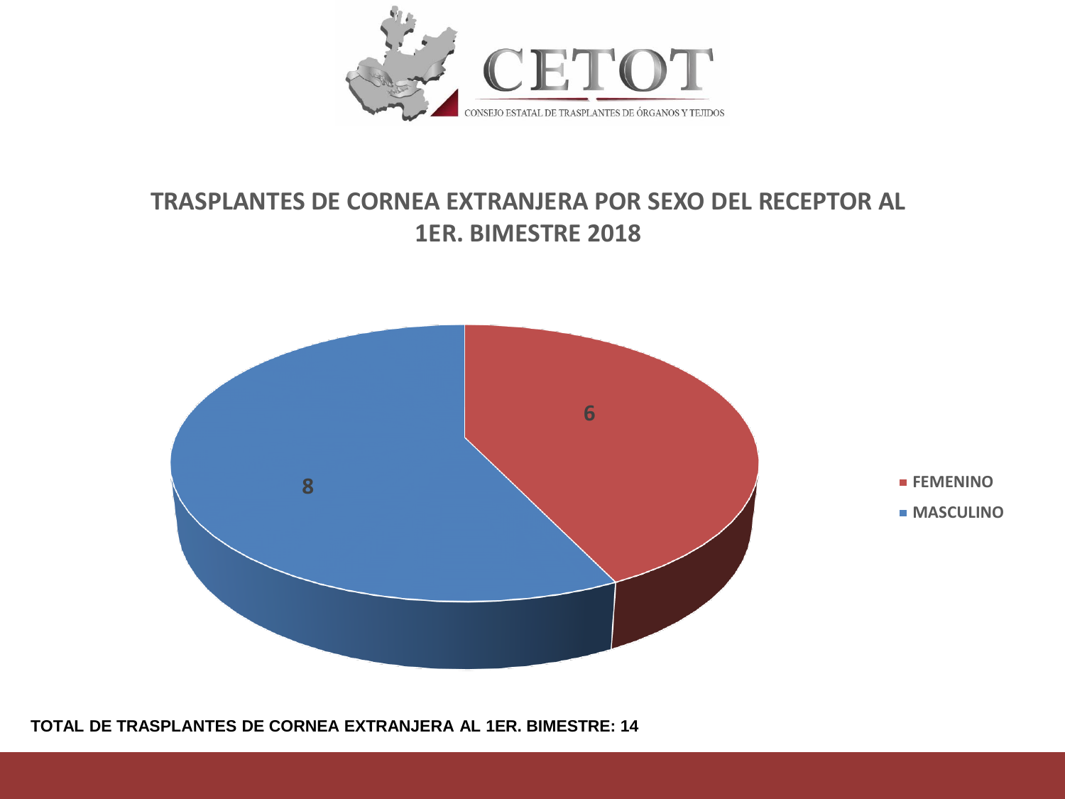CETOT

CONSEJO ESTATAL DE TRASPLANTES DE ÓRGANOS Y TEJIDOS

## TRASPLANTES DE CORNEA EXTRANJERA POR SEXO DEL RECEPTOR AL 1ER. BIMESTRE 2018

| Sexo | Trasplantes |
|---|---|
| FEMENINO | 6 |
| MASCULINO | 8 |

**TOTAL DE TRASPLANTES DE CORNEA EXTRANJERA AL 1ER. BIMESTRE: 14**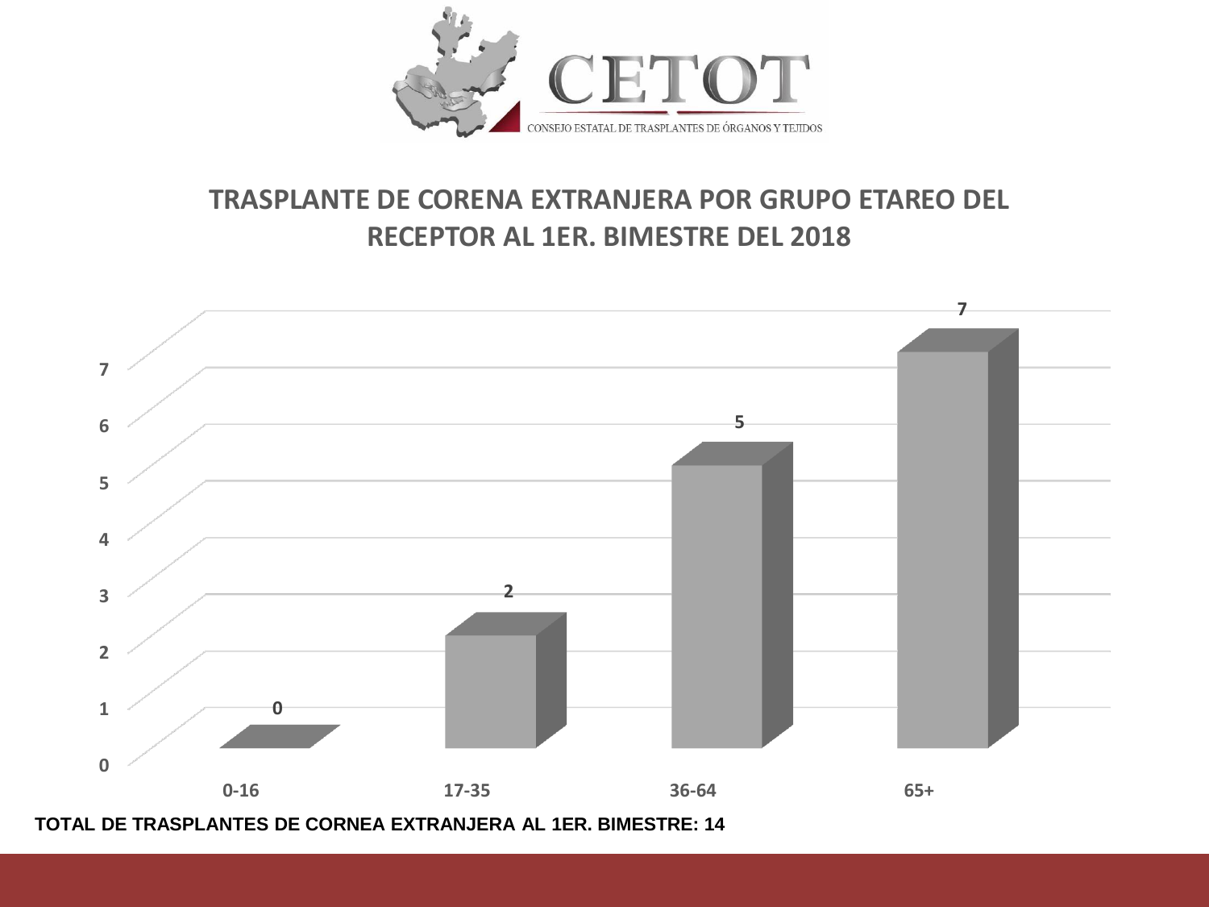CETOT

CONSEJO ESTATAL DE TRASPLANTES DE ÓRGANOS Y TEJIDOS

## TRASPLANTE DE CORENA EXTRANJERA POR GRUPO ETAREO DEL RECEPTOR AL 1ER. BIMESTRE DEL 2018

| Grupo etareo | Trasplantes |
|---|---|
| 0-16 | 0 |
| 17-35 | 2 |
| 36-64 | 5 |
| 65+ | 7 |

**TOTAL DE TRASPLANTES DE CORNEA EXTRANJERA AL 1ER. BIMESTRE: 14**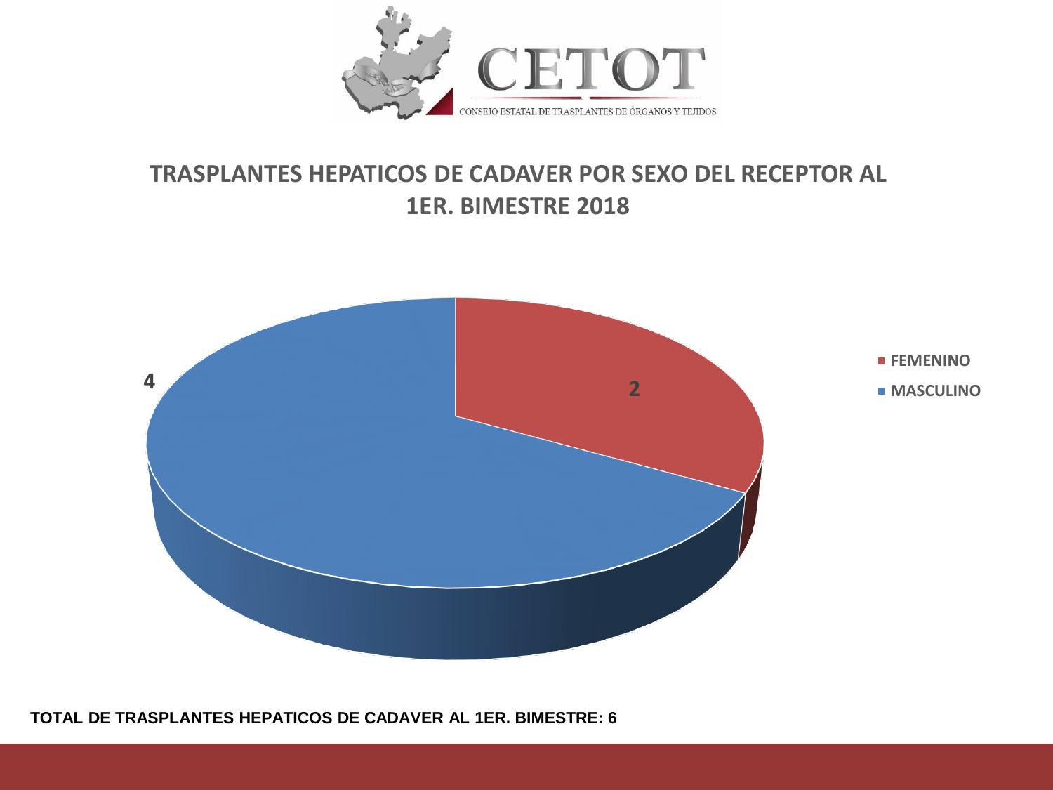CETOT

CONSEJO ESTATAL DE TRASPLANTES DE ÓRGANOS Y TEJIDOS

## TRASPLANTES HEPATICOS DE CADAVER POR SEXO DEL RECEPTOR AL 1ER. BIMESTRE 2018

| Sexo | Trasplantes |
|---|---|
| FEMENINO | 2 |
| MASCULINO | 4 |

**TOTAL DE TRASPLANTES HEPATICOS DE CADAVER AL 1ER. BIMESTRE: 6**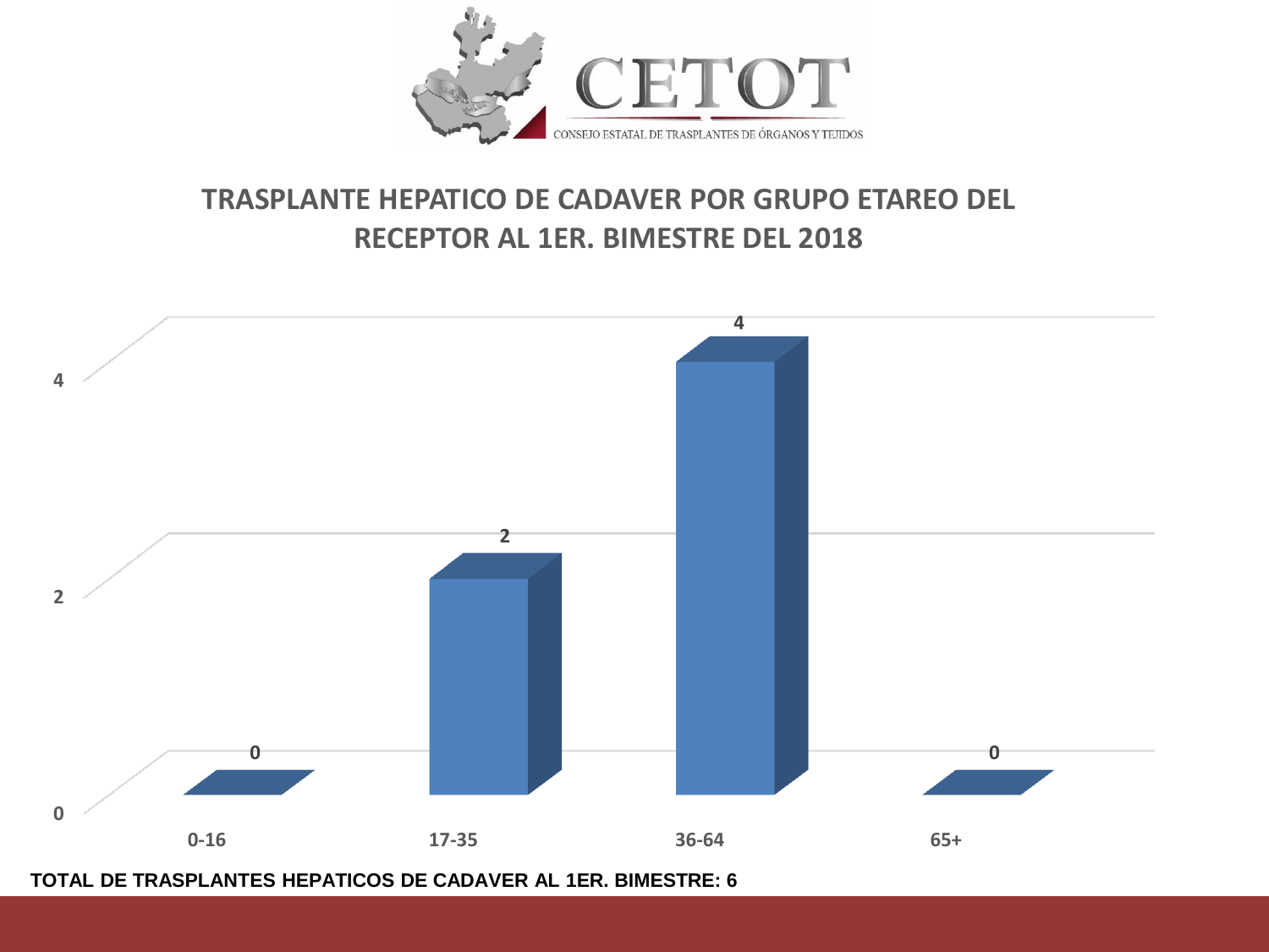CETOT

CONSEJO ESTATAL DE TRASPLANTES DE ÓRGANOS Y TEJIDOS

## TRASPLANTE HEPATICO DE CADAVER POR GRUPO ETAREO DEL RECEPTOR AL 1ER. BIMESTRE DEL 2018

| Grupo etáreo | Trasplantes |
| --- | --- |
| 0-16 | 0 |
| 17-35 | 2 |
| 36-64 | 4 |
| 65+ | 0 |

**TOTAL DE TRASPLANTES HEPATICOS DE CADAVER AL 1ER. BIMESTRE: 6**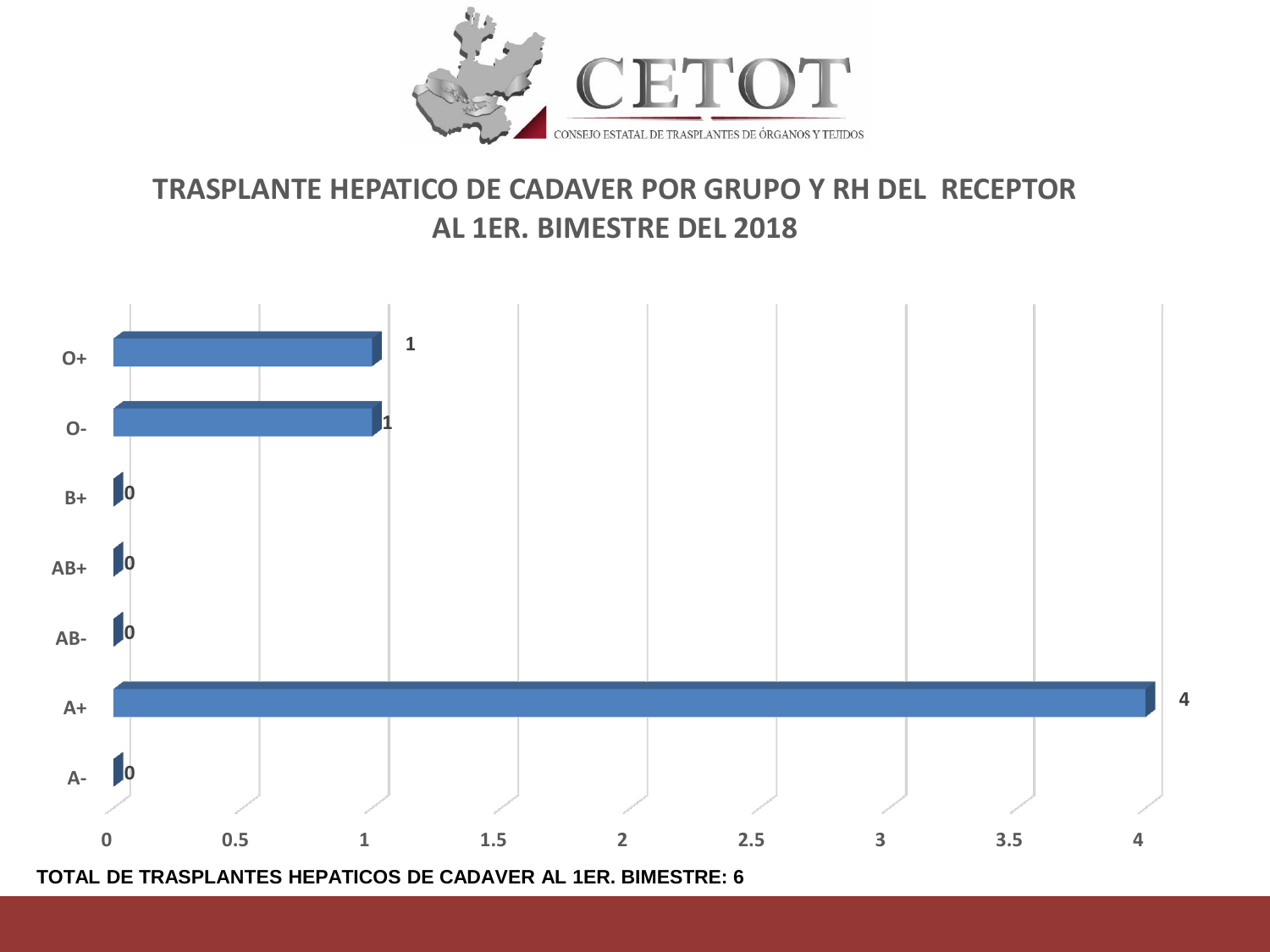CETOT

CONSEJO ESTATAL DE TRASPLANTES DE ÓRGANOS Y TEJIDOS

## TRASPLANTE HEPATICO DE CADAVER POR GRUPO Y RH DEL RECEPTOR AL 1ER. BIMESTRE DEL 2018

O+ 1

O- 1

B+ 0

AB+ 0

AB- 0

A+ 4

A- 0

0 0.5 1 1.5 2 2.5 3 3.5 4

**TOTAL DE TRASPLANTES HEPATICOS DE CADAVER AL 1ER. BIMESTRE: 6**